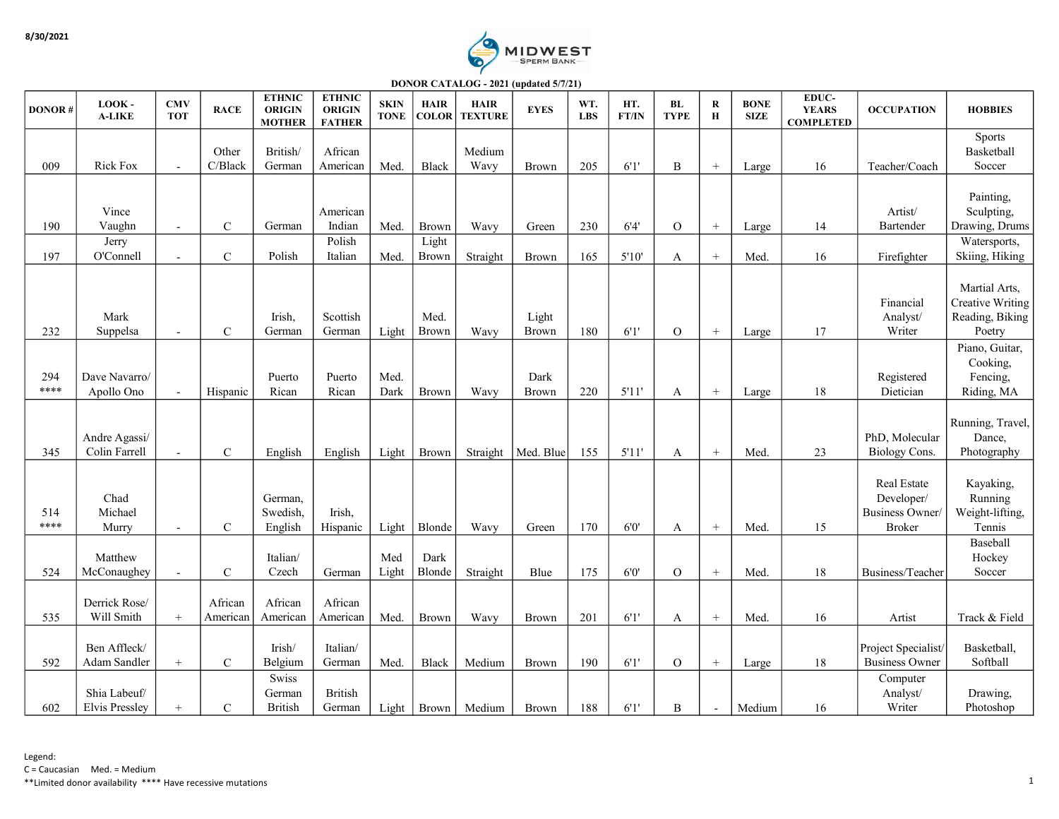8/30/2021

MIDWEST SPERM BANK

DONOR CATALOG - 2021 (updated 5/7/21)

| DONOR # | LOOK - A-LIKE | CMV TOT | RACE | ETHNIC ORIGIN MOTHER | ETHNIC ORIGIN FATHER | SKIN TONE | HAIR COLOR | HAIR TEXTURE | EYES | WT. LBS | HT. FT/IN | BL TYPE | R H | BONE SIZE | EDUC- YEARS COMPLETED | OCCUPATION | HOBBIES |
|---|---|---|---|---|---|---|---|---|---|---|---|---|---|---|---|---|---|
| 009 | Rick Fox | - | Other C/Black | British/ German | African American | Med. | Black | Medium Wavy | Brown | 205 | 6'1' | B | + | Large | 16 | Teacher/Coach | Sports Basketball Soccer |
| 190 | Vince Vaughn | - | C | German | American Indian | Med. | Brown | Wavy | Green | 230 | 6'4' | O | + | Large | 14 | Artist/ Bartender | Painting, Sculpting, Drawing, Drums |
| 197 | Jerry O'Connell | - | C | Polish | Polish Italian | Med. | Light Brown | Straight | Brown | 165 | 5'10' | A | + | Med. | 16 | Firefighter | Watersports, Skiing, Hiking |
| 232 | Mark Suppelsa | - | C | Irish, German | Scottish German | Light | Med. Brown | Wavy | Light Brown | 180 | 6'1' | O | + | Large | 17 | Financial Analyst/ Writer | Martial Arts, Creative Writing Reading, Biking Poetry |
| 294 **** | Dave Navarro/ Apollo Ono | - | Hispanic | Puerto Rican | Puerto Rican | Med. Dark | Brown | Wavy | Dark Brown | 220 | 5'11' | A | + | Large | 18 | Registered Dietician | Piano, Guitar, Cooking, Fencing, Riding, MA |
| 345 | Andre Agassi/ Colin Farrell | - | C | English | English | Light | Brown | Straight | Med. Blue | 155 | 5'11' | A | + | Med. | 23 | PhD, Molecular Biology Cons. | Running, Travel, Dance, Photography |
| 514 **** | Chad Michael Murry | - | C | German, Swedish, English | Irish, Hispanic | Light | Blonde | Wavy | Green | 170 | 6'0' | A | + | Med. | 15 | Real Estate Developer/ Business Owner/ Broker | Kayaking, Running Weight-lifting, Tennis |
| 524 | Matthew McConaughey | - | C | Italian/ Czech | German | Med Light | Dark Blonde | Straight | Blue | 175 | 6'0' | O | + | Med. | 18 | Business/Teacher | Baseball Hockey Soccer |
| 535 | Derrick Rose/ Will Smith | + | African American | African American | African American | Med. | Brown | Wavy | Brown | 201 | 6'1' | A | + | Med. | 16 | Artist | Track & Field |
| 592 | Ben Affleck/ Adam Sandler | + | C | Irish/ Belgium | Italian/ German | Med. | Black | Medium | Brown | 190 | 6'1' | O | + | Large | 18 | Project Specialist/ Business Owner | Basketball, Softball |
| 602 | Shia Labeuf/ Elvis Pressley | + | C | Swiss German British | British German | Light | Brown | Medium | Brown | 188 | 6'1' | B | - | Medium | 16 | Computer Analyst/ Writer | Drawing, Photoshop |

Legend:
C = Caucasian     Med. = Medium
**Limited donor availability  **** Have recessive mutations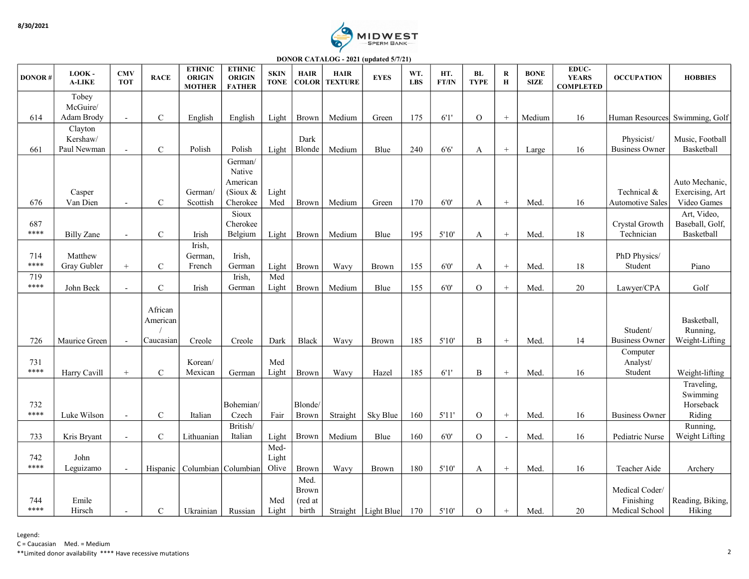DONOR CATALOG - 2021 (updated 5/7/21)

| DONOR # | LOOK - A-LIKE | CMV TOT | RACE | ETHNIC ORIGIN MOTHER | ETHNIC ORIGIN FATHER | SKIN TONE | HAIR COLOR | HAIR TEXTURE | EYES | WT. LBS | HT. FT/IN | BL TYPE | R H | BONE SIZE | EDUC-YEARS COMPLETED | OCCUPATION | HOBBIES |
|---|---|---|---|---|---|---|---|---|---|---|---|---|---|---|---|---|---|
| 614 | Tobey McGuire/ Adam Brody | - | C | English | English | Light | Brown | Medium | Green | 175 | 6'1' | O | + | Medium | 16 | Human Resources | Swimming, Golf |
| 661 | Clayton Kershaw/ Paul Newman | - | C | Polish | Polish | Light | Dark Blonde | Medium | Blue | 240 | 6'6' | A | + | Large | 16 | Physicist/ Business Owner | Music, Football Basketball |
| 676 | Casper Van Dien | - | C | German/ Scottish | German/ Native American (Sioux & Cherokee | Light Med | Brown | Medium | Green | 170 | 6'0' | A | + | Med. | 16 | Technical & Automotive Sales | Auto Mechanic, Exercising, Art Video Games |
| 687 **** | Billy Zane | - | C | Irish | Sioux Cherokee Belgium | Light | Brown | Medium | Blue | 195 | 5'10' | A | + | Med. | 18 | Crystal Growth Technician | Art, Video, Baseball, Golf, Basketball |
| 714 **** | Matthew Gray Gubler | + | C | Irish, German, French | Irish, German | Light | Brown | Wavy | Brown | 155 | 6'0' | A | + | Med. | 18 | PhD Physics/ Student | Piano |
| 719 **** | John Beck | - | C | Irish | Irish, German | Med Light | Brown | Medium | Blue | 155 | 6'0' | O | + | Med. | 20 | Lawyer/CPA | Golf |
| 726 | Maurice Green | - | African American / Caucasian | Creole | Creole | Dark | Black | Wavy | Brown | 185 | 5'10' | B | + | Med. | 14 | Student/ Business Owner | Basketball, Running, Weight-Lifting |
| 731 **** | Harry Cavill | + | C | Korean/ Mexican | German | Med Light | Brown | Wavy | Hazel | 185 | 6'1' | B | + | Med. | 16 | Computer Analyst/ Student | Weight-lifting |
| 732 **** | Luke Wilson | - | C | Italian | Bohemian/ Czech | Fair | Blonde/ Brown | Straight | Sky Blue | 160 | 5'11' | O | + | Med. | 16 | Business Owner | Traveling, Swimming Horseback Riding |
| 733 | Kris Bryant | - | C | Lithuanian | British/ Italian | Light | Brown | Medium | Blue | 160 | 6'0' | O | - | Med. | 16 | Pediatric Nurse | Running, Weight Lifting |
| 742 **** | John Leguizamo | - | Hispanic | Columbian | Columbian | Med-Light Olive | Brown | Wavy | Brown | 180 | 5'10' | A | + | Med. | 16 | Teacher Aide | Archery |
| 744 **** | Emile Hirsch | - | C | Ukrainian | Russian | Med Light | Med. Brown (red at birth | Straight | Light Blue | 170 | 5'10' | O | + | Med. | 20 | Medical Coder/ Finishing Medical School | Reading, Biking, Hiking |

Legend:
C = Caucasian Med. = Medium
**Limited donor availability **** Have recessive mutations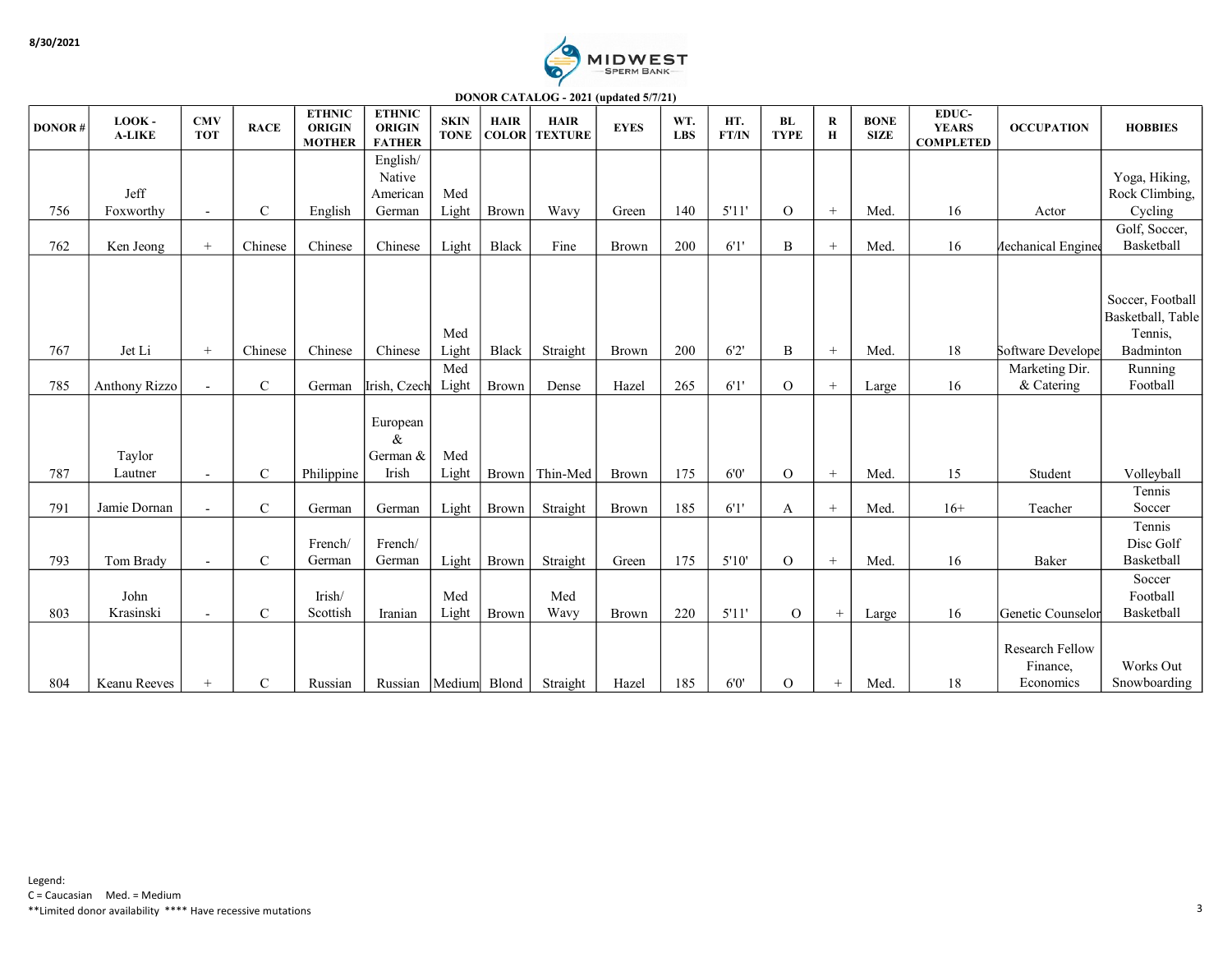DONOR CATALOG - 2021 (updated 5/7/21)

| DONOR # | LOOK - A-LIKE | CMV TOT | RACE | ETHNIC ORIGIN MOTHER | ETHNIC ORIGIN FATHER | SKIN TONE | HAIR COLOR | HAIR TEXTURE | EYES | WT. LBS | HT. FT/IN | BL TYPE | R H | BONE SIZE | EDUC- YEARS COMPLETED | OCCUPATION | HOBBIES |
|---|---|---|---|---|---|---|---|---|---|---|---|---|---|---|---|---|---|
| 756 | Jeff Foxworthy | - | C | English | English/ Native American German | Med Light | Brown | Wavy | Green | 140 | 5'11' | O | + | Med. | 16 | Actor | Yoga, Hiking, Rock Climbing, Cycling |
| 762 | Ken Jeong | + | Chinese | Chinese | Chinese | Light | Black | Fine | Brown | 200 | 6'1' | B | + | Med. | 16 | Mechanical Engineer | Golf, Soccer, Basketball |
| 767 | Jet Li | + | Chinese | Chinese | Chinese | Med Light | Black | Straight | Brown | 200 | 6'2' | B | + | Med. | 18 | Software Developer | Soccer, Football Basketball, Table Tennis, Badminton |
| 785 | Anthony Rizzo | - | C | German | Irish, Czech | Med Light | Brown | Dense | Hazel | 265 | 6'1' | O | + | Large | 16 | Marketing Dir. & Catering | Running Football |
| 787 | Taylor Lautner | - | C | Philippine | European & German & Irish | Med Light | Brown | Thin-Med | Brown | 175 | 6'0' | O | + | Med. | 15 | Student | Volleyball |
| 791 | Jamie Dornan | - | C | German | German | Light | Brown | Straight | Brown | 185 | 6'1' | A | + | Med. | 16+ | Teacher | Tennis Soccer |
| 793 | Tom Brady | - | C | French/ German | French/ German | Light | Brown | Straight | Green | 175 | 5'10' | O | + | Med. | 16 | Baker | Tennis Disc Golf Basketball |
| 803 | John Krasinski | - | C | Irish/ Scottish | Iranian | Med Light | Brown | Med Wavy | Brown | 220 | 5'11' | O | + | Large | 16 | Genetic Counselor | Soccer Football Basketball |
| 804 | Keanu Reeves | + | C | Russian | Russian | Medium | Blond | Straight | Hazel | 185 | 6'0' | O | + | Med. | 18 | Research Fellow Finance, Economics | Works Out Snowboarding |

Legend:
C = Caucasian Med. = Medium
**Limited donor availability **** Have recessive mutations